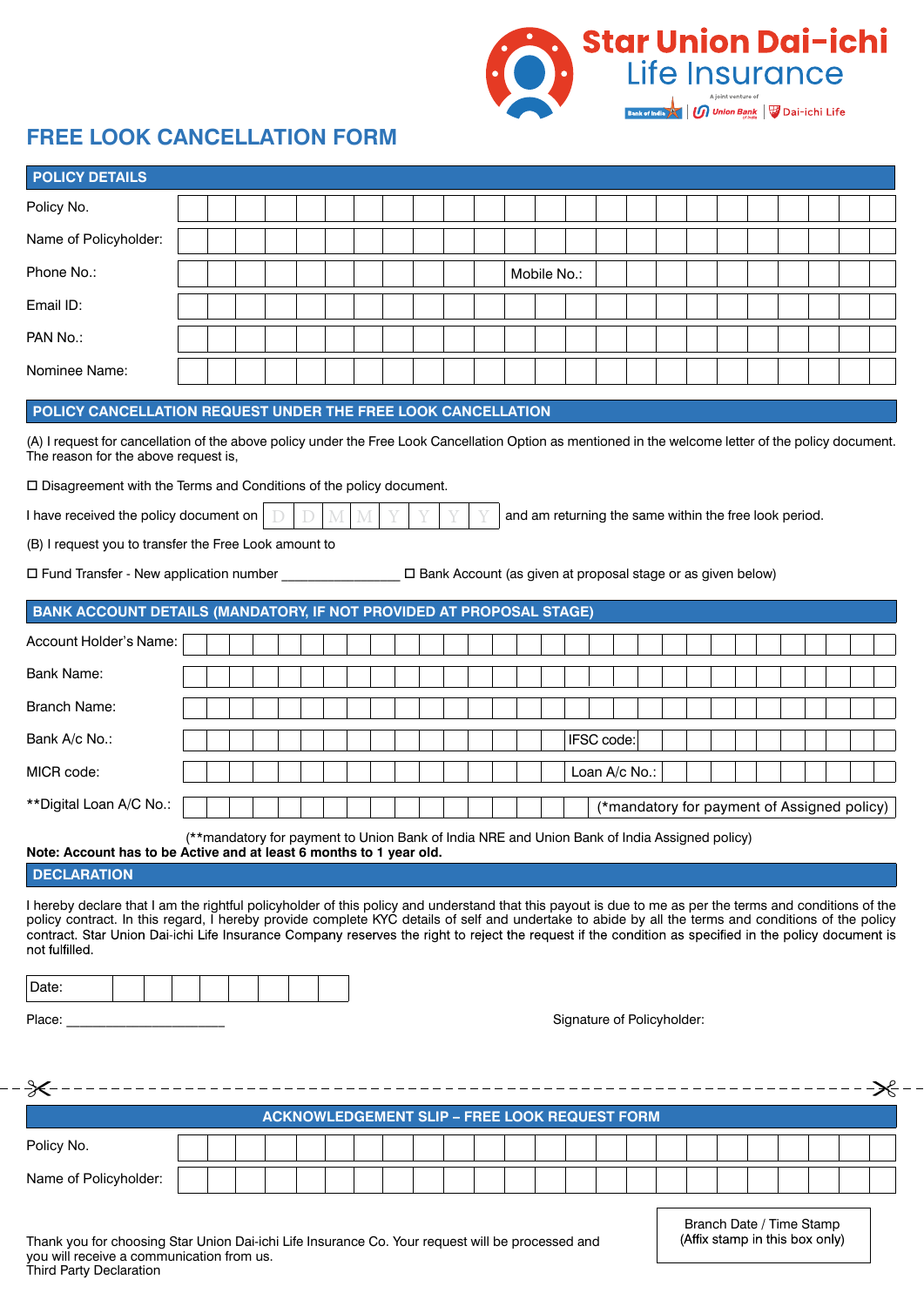Star Union Dai-ichi
Life Insurance

A joint venture of Bank of India | Union Bank | Dai-ichi Life

# FREE LOOK CANCELLATION FORM

## POLICY DETAILS

Policy No.:

Name of Policyholder:

Phone No.: Mobile No.:

Email ID:

PAN No.:

Nominee Name:

## POLICY CANCELLATION REQUEST UNDER THE FREE LOOK CANCELLATION

(A) I request for cancellation of the above policy under the Free Look Cancellation Option as mentioned in the welcome letter of the policy document. The reason for the above request is,

☐ Disagreement with the Terms and Conditions of the policy document.

I have received the policy document on D D M M Y Y Y Y and am returning the same within the free look period.

(B) I request you to transfer the Free Look amount to

☐ Fund Transfer - New application number _______________ ☐ Bank Account (as given at proposal stage or as given below)

## BANK ACCOUNT DETAILS (MANDATORY, IF NOT PROVIDED AT PROPOSAL STAGE)

Account Holder's Name:

Bank Name:

Branch Name:

Bank A/c No.: IFSC code:

MICR code: Loan A/c No.:

**Digital Loan A/C No.: (*mandatory for payment of Assigned policy)

(**mandatory for payment to Union Bank of India NRE and Union Bank of India Assigned policy)

**Note: Account has to be Active and at least 6 months to 1 year old.**

## DECLARATION

I hereby declare that I am the rightful policyholder of this policy and understand that this payout is due to me as per the terms and conditions of the policy contract. In this regard, I hereby provide complete KYC details of self and undertake to abide by all the terms and conditions of the policy contract. Star Union Dai-ichi Life Insurance Company reserves the right to reject the request if the condition as specified in the policy document is not fulfilled.

Date:

Place: _____________________

Signature of Policyholder:

---

## ACKNOWLEDGEMENT SLIP – FREE LOOK REQUEST FORM

Policy No.:

Name of Policyholder:

Branch Date / Time Stamp
(Affix stamp in this box only)

Thank you for choosing Star Union Dai-ichi Life Insurance Co. Your request will be processed and you will receive a communication from us.
Third Party Declaration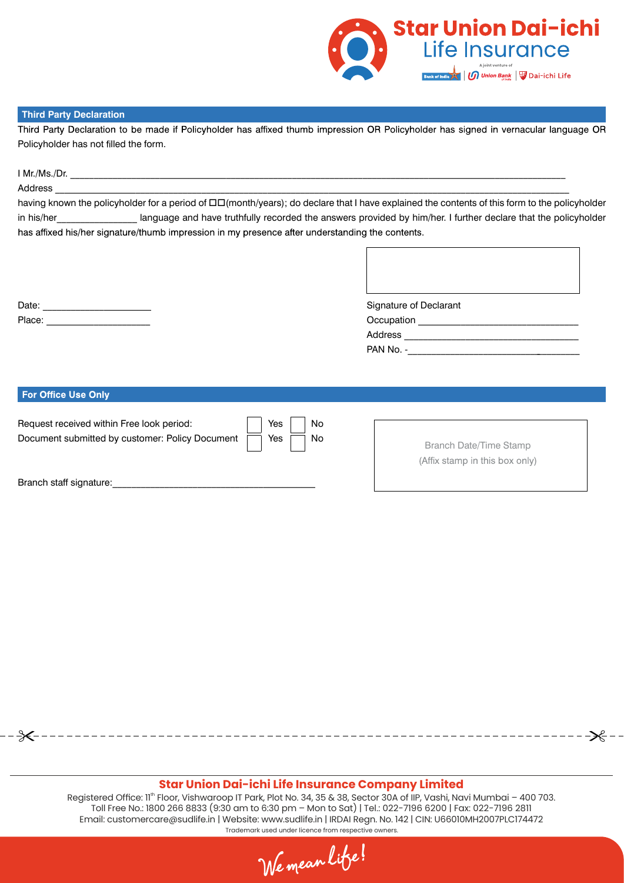## Third Party Declaration

Third Party Declaration to be made if Policyholder has affixed thumb impression OR Policyholder has signed in vernacular language OR Policyholder has not filled the form.

I Mr./Ms./Dr. ______________________________________________________________________________

Address ___________________________________________________________________________________

having known the policyholder for a period of ☐☐(month/years); do declare that I have explained the contents of this form to the policyholder in his/her_______________ language and have truthfully recorded the answers provided by him/her. I further declare that the policyholder has affixed his/her signature/thumb impression in my presence after understanding the contents.

Date: ____________________

Place: ___________________

Signature of Declarant

Occupation ______________________________

Address _________________________________

PAN No. -________________________________

## For Office Use Only

Request received within Free look period: ☐ Yes ☐ No

Document submitted by customer: Policy Document ☐ Yes ☐ No

Branch staff signature:_______________________________________

Branch Date/Time Stamp
(Affix stamp in this box only)

**Star Union Dai-ichi Life Insurance Company Limited**

Registered Office: 11th Floor, Vishwaroop IT Park, Plot No. 34, 35 & 38, Sector 30A of IIP, Vashi, Navi Mumbai – 400 703.
Toll Free No.: 1800 266 8833 (9:30 am to 6:30 pm – Mon to Sat) | Tel.: 022-7196 6200 | Fax: 022-7196 2811
Email: customercare@sudlife.in | Website: www.sudlife.in | IRDAI Regn. No. 142 | CIN: U66010MH2007PLC174472
Trademark used under licence from respective owners.

We mean life!